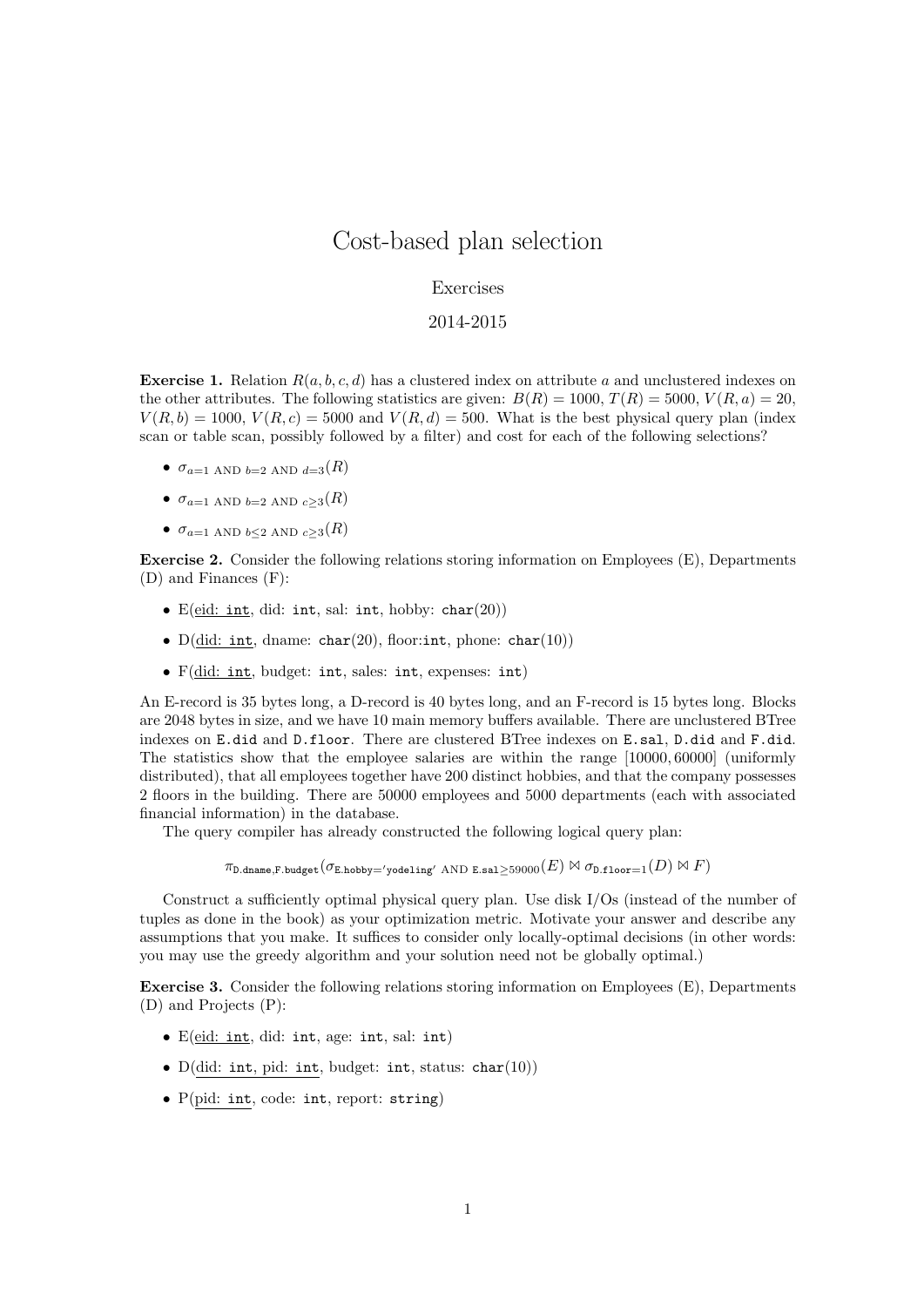# Cost-based plan selection

Exercises

2014-2015

**Exercise 1.** Relation $R(a, b, c, d)$ has a clustered index on attribute $a$ and unclustered indexes on the other attributes. The following statistics are given: $B(R) = 1000$, $T(R) = 5000$, $V(R, a) = 20$, $V(R, b) = 1000$, $V(R, c) = 5000$ and $V(R, d) = 500$. What is the best physical query plan (index scan or table scan, possibly followed by a filter) and cost for each of the following selections?

- $\sigma_{a=1 \text{ AND } b=2 \text{ AND } d=3}(R)$
- $\sigma_{a=1 \text{ AND } b=2 \text{ AND } c \geq 3}(R)$
- $\sigma_{a=1 \text{ AND } b \leq 2 \text{ AND } c \geq 3}(R)$

**Exercise 2.** Consider the following relations storing information on Employees (E), Departments (D) and Finances (F):

- E(eid: `int`, did: `int`, sal: `int`, hobby: `char`(20))
- D(did: `int`, dname: `char`(20), floor:`int`, phone: `char`(10))
- F(did: `int`, budget: `int`, sales: `int`, expenses: `int`)

An E-record is 35 bytes long, a D-record is 40 bytes long, and an F-record is 15 bytes long. Blocks are 2048 bytes in size, and we have 10 main memory buffers available. There are unclustered BTree indexes on `E.did` and `D.floor`. There are clustered BTree indexes on `E.sal`, `D.did` and `F.did`. The statistics show that the employee salaries are within the range [10000, 60000] (uniformly distributed), that all employees together have 200 distinct hobbies, and that the company possesses 2 floors in the building. There are 50000 employees and 5000 departments (each with associated financial information) in the database.

The query compiler has already constructed the following logical query plan:

$$\pi_{\texttt{D.dname},\texttt{F.budget}}(\sigma_{\texttt{E.hobby}='\texttt{yodeling}' \text{ AND } \texttt{E.sal} \geq 59000}(E) \bowtie \sigma_{\texttt{D.floor}=1}(D) \bowtie F)$$

Construct a sufficiently optimal physical query plan. Use disk I/Os (instead of the number of tuples as done in the book) as your optimization metric. Motivate your answer and describe any assumptions that you make. It suffices to consider only locally-optimal decisions (in other words: you may use the greedy algorithm and your solution need not be globally optimal.)

**Exercise 3.** Consider the following relations storing information on Employees (E), Departments (D) and Projects (P):

- E(eid: `int`, did: `int`, age: `int`, sal: `int`)
- D(did: `int`, pid: `int`, budget: `int`, status: `char`(10))
- P(pid: `int`, code: `int`, report: `string`)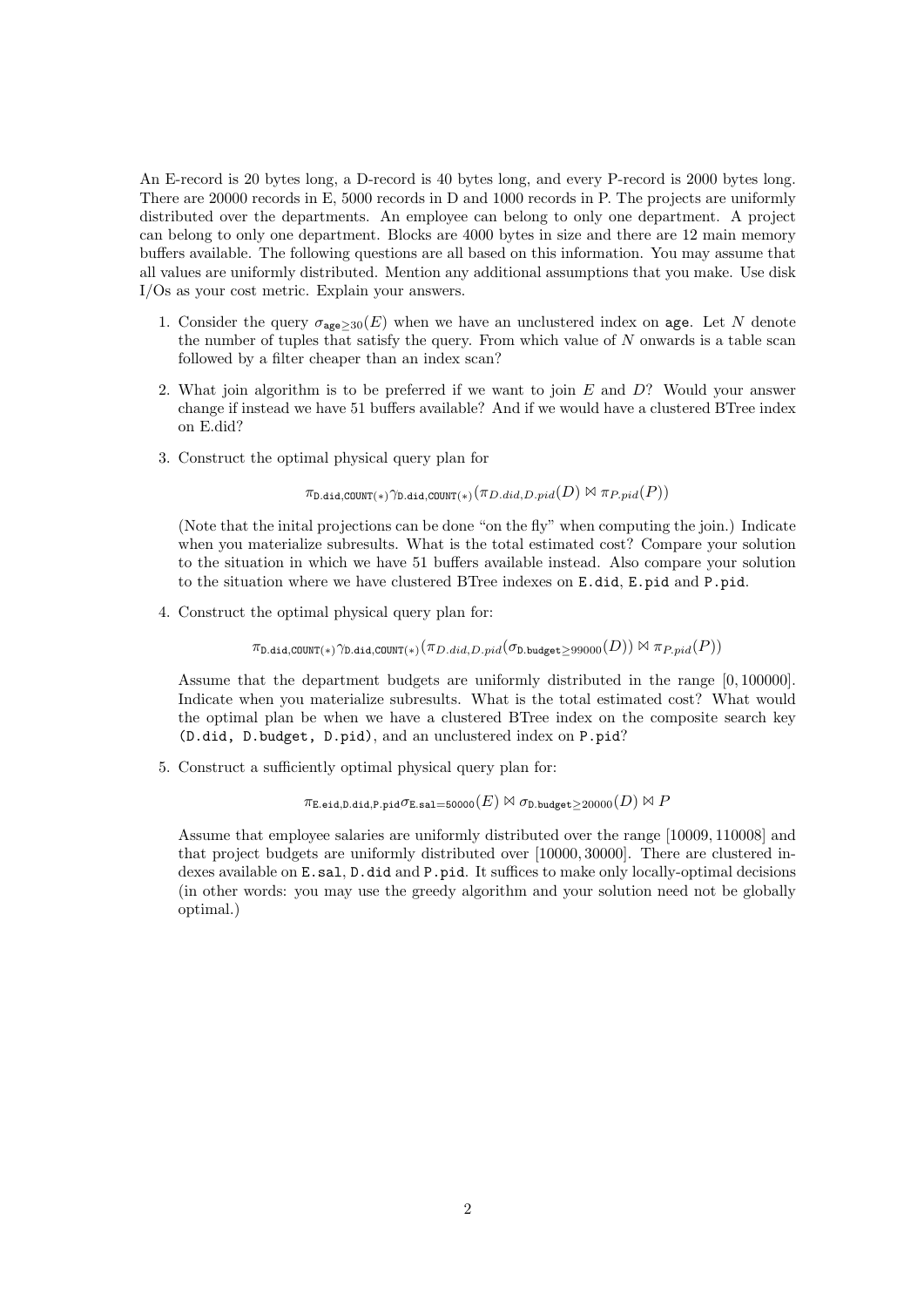An E-record is 20 bytes long, a D-record is 40 bytes long, and every P-record is 2000 bytes long. There are 20000 records in E, 5000 records in D and 1000 records in P. The projects are uniformly distributed over the departments. An employee can belong to only one department. A project can belong to only one department. Blocks are 4000 bytes in size and there are 12 main memory buffers available. The following questions are all based on this information. You may assume that all values are uniformly distributed. Mention any additional assumptions that you make. Use disk I/Os as your cost metric. Explain your answers.

1. Consider the query $\sigma_{\texttt{age} \geq 30}(E)$ when we have an unclustered index on `age`. Let $N$ denote the number of tuples that satisfy the query. From which value of $N$ onwards is a table scan followed by a filter cheaper than an index scan?

2. What join algorithm is to be preferred if we want to join $E$ and $D$? Would your answer change if instead we have 51 buffers available? And if we would have a clustered BTree index on E.did?

3. Construct the optimal physical query plan for

$$\pi_{\texttt{D.did},\texttt{COUNT(*)}} \gamma_{\texttt{D.did},\texttt{COUNT(*)}} (\pi_{D.did,D.pid}(D) \bowtie \pi_{P.pid}(P))$$

   (Note that the inital projections can be done "on the fly" when computing the join.) Indicate when you materialize subresults. What is the total estimated cost? Compare your solution to the situation in which we have 51 buffers available instead. Also compare your solution to the situation where we have clustered BTree indexes on `E.did`, `E.pid` and `P.pid`.

4. Construct the optimal physical query plan for:

$$\pi_{\texttt{D.did},\texttt{COUNT(*)}} \gamma_{\texttt{D.did},\texttt{COUNT(*)}} (\pi_{D.did,D.pid}(\sigma_{\texttt{D.budget} \geq 99000}(D)) \bowtie \pi_{P.pid}(P))$$

   Assume that the department budgets are uniformly distributed in the range $[0, 100000]$. Indicate when you materialize subresults. What is the total estimated cost? What would the optimal plan be when we have a clustered BTree index on the composite search key `(D.did, D.budget, D.pid)`, and an unclustered index on `P.pid`?

5. Construct a sufficiently optimal physical query plan for:

$$\pi_{\texttt{E.eid},\texttt{D.did},\texttt{P.pid}} \sigma_{\texttt{E.sal}=50000}(E) \bowtie \sigma_{\texttt{D.budget} \geq 20000}(D) \bowtie P$$

   Assume that employee salaries are uniformly distributed over the range $[10009, 110008]$ and that project budgets are uniformly distributed over $[10000, 30000]$. There are clustered indexes available on `E.sal`, `D.did` and `P.pid`. It suffices to make only locally-optimal decisions (in other words: you may use the greedy algorithm and your solution need not be globally optimal.)